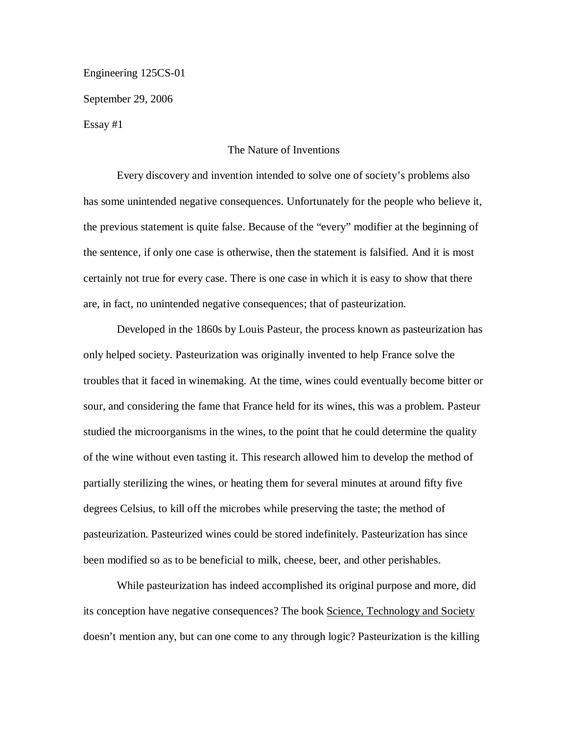Engineering 125CS-01

September 29, 2006

Essay #1

# The Nature of Inventions

Every discovery and invention intended to solve one of society's problems also has some unintended negative consequences. Unfortunately for the people who believe it, the previous statement is quite false. Because of the "every" modifier at the beginning of the sentence, if only one case is otherwise, then the statement is falsified. And it is most certainly not true for every case. There is one case in which it is easy to show that there are, in fact, no unintended negative consequences; that of pasteurization.

Developed in the 1860s by Louis Pasteur, the process known as pasteurization has only helped society. Pasteurization was originally invented to help France solve the troubles that it faced in winemaking. At the time, wines could eventually become bitter or sour, and considering the fame that France held for its wines, this was a problem. Pasteur studied the microorganisms in the wines, to the point that he could determine the quality of the wine without even tasting it. This research allowed him to develop the method of partially sterilizing the wines, or heating them for several minutes at around fifty five degrees Celsius, to kill off the microbes while preserving the taste; the method of pasteurization. Pasteurized wines could be stored indefinitely. Pasteurization has since been modified so as to be beneficial to milk, cheese, beer, and other perishables.

While pasteurization has indeed accomplished its original purpose and more, did its conception have negative consequences? The book <u>Science, Technology and Society</u> doesn't mention any, but can one come to any through logic? Pasteurization is the killing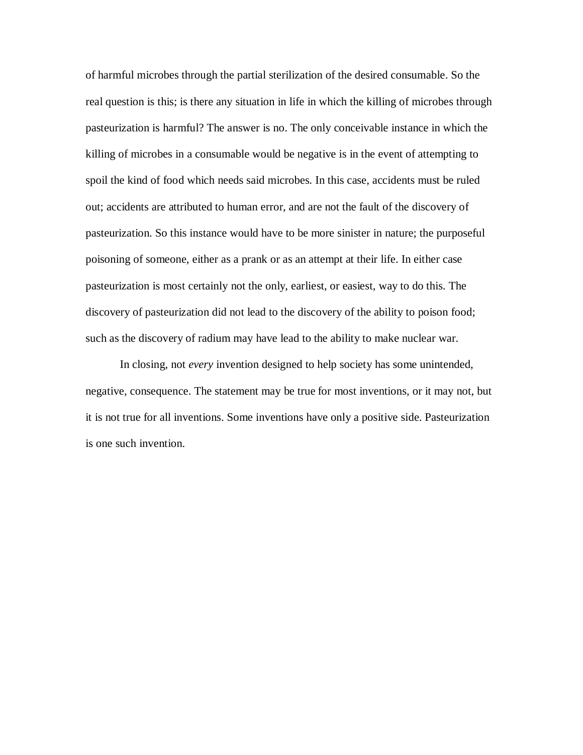of harmful microbes through the partial sterilization of the desired consumable. So the real question is this; is there any situation in life in which the killing of microbes through pasteurization is harmful? The answer is no. The only conceivable instance in which the killing of microbes in a consumable would be negative is in the event of attempting to spoil the kind of food which needs said microbes. In this case, accidents must be ruled out; accidents are attributed to human error, and are not the fault of the discovery of pasteurization. So this instance would have to be more sinister in nature; the purposeful poisoning of someone, either as a prank or as an attempt at their life. In either case pasteurization is most certainly not the only, earliest, or easiest, way to do this. The discovery of pasteurization did not lead to the discovery of the ability to poison food; such as the discovery of radium may have lead to the ability to make nuclear war.

In closing, not *every* invention designed to help society has some unintended, negative, consequence. The statement may be true for most inventions, or it may not, but it is not true for all inventions. Some inventions have only a positive side. Pasteurization is one such invention.